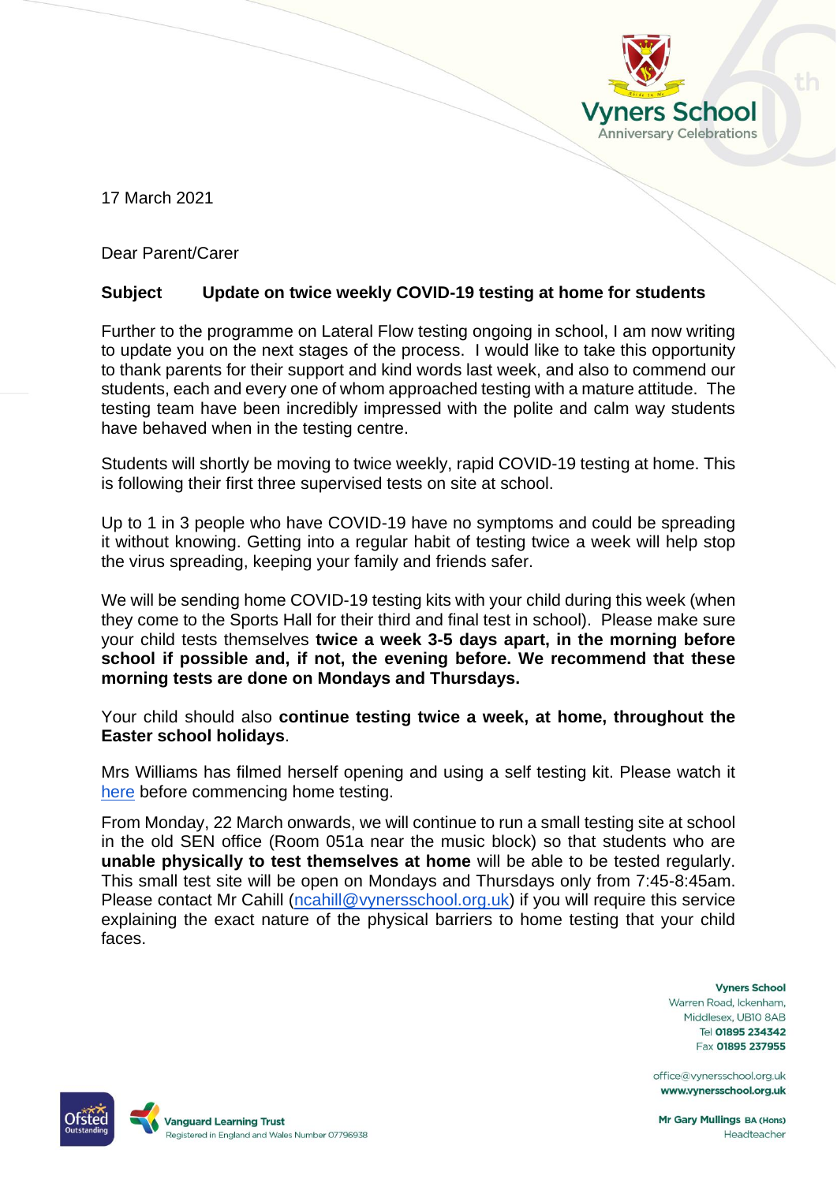Vyners School
Anniversary Celebrations

17 March 2021

Dear Parent/Carer

**Subject Update on twice weekly COVID-19 testing at home for students**

Further to the programme on Lateral Flow testing ongoing in school, I am now writing to update you on the next stages of the process. I would like to take this opportunity to thank parents for their support and kind words last week, and also to commend our students, each and every one of whom approached testing with a mature attitude. The testing team have been incredibly impressed with the polite and calm way students have behaved when in the testing centre.

Students will shortly be moving to twice weekly, rapid COVID-19 testing at home. This is following their first three supervised tests on site at school.

Up to 1 in 3 people who have COVID-19 have no symptoms and could be spreading it without knowing. Getting into a regular habit of testing twice a week will help stop the virus spreading, keeping your family and friends safer.

We will be sending home COVID-19 testing kits with your child during this week (when they come to the Sports Hall for their third and final test in school). Please make sure your child tests themselves **twice a week 3-5 days apart, in the morning before school if possible and, if not, the evening before. We recommend that these morning tests are done on Mondays and Thursdays.**

Your child should also **continue testing twice a week, at home, throughout the Easter school holidays**.

Mrs Williams has filmed herself opening and using a self testing kit. Please watch it here before commencing home testing.

From Monday, 22 March onwards, we will continue to run a small testing site at school in the old SEN office (Room 051a near the music block) so that students who are **unable physically to test themselves at home** will be able to be tested regularly. This small test site will be open on Mondays and Thursdays only from 7:45-8:45am. Please contact Mr Cahill (ncahill@vynersschool.org.uk) if you will require this service explaining the exact nature of the physical barriers to home testing that your child faces.

**Vyners School**
Warren Road, Ickenham,
Middlesex, UB10 8AB
Tel **01895 234342**
Fax **01895 237955**

office@vynersschool.org.uk
**www.vynersschool.org.uk**

**Mr Gary Mullings** BA (Hons)
Headteacher

Ofsted Outstanding

Vanguard Learning Trust
Registered in England and Wales Number 07796938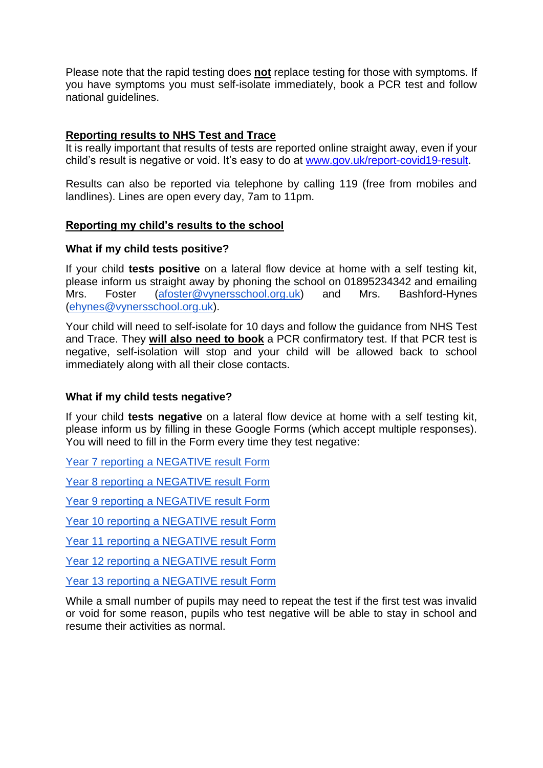Please note that the rapid testing does **not** replace testing for those with symptoms. If you have symptoms you must self-isolate immediately, book a PCR test and follow national guidelines.

## Reporting results to NHS Test and Trace

It is really important that results of tests are reported online straight away, even if your child's result is negative or void. It's easy to do at [www.gov.uk/report-covid19-result](www.gov.uk/report-covid19-result).

Results can also be reported via telephone by calling 119 (free from mobiles and landlines). Lines are open every day, 7am to 11pm.

## Reporting my child's results to the school

### What if my child tests positive?

If your child **tests positive** on a lateral flow device at home with a self testing kit, please inform us straight away by phoning the school on 01895234342 and emailing Mrs. Foster ([afoster@vynersschool.org.uk](mailto:afoster@vynersschool.org.uk)) and Mrs. Bashford-Hynes ([ehynes@vynersschool.org.uk](mailto:ehynes@vynersschool.org.uk)).

Your child will need to self-isolate for 10 days and follow the guidance from NHS Test and Trace. They **will also need to book** a PCR confirmatory test. If that PCR test is negative, self-isolation will stop and your child will be allowed back to school immediately along with all their close contacts.

### What if my child tests negative?

If your child **tests negative** on a lateral flow device at home with a self testing kit, please inform us by filling in these Google Forms (which accept multiple responses). You will need to fill in the Form every time they test negative:

Year 7 reporting a NEGATIVE result Form

Year 8 reporting a NEGATIVE result Form

Year 9 reporting a NEGATIVE result Form

Year 10 reporting a NEGATIVE result Form

Year 11 reporting a NEGATIVE result Form

Year 12 reporting a NEGATIVE result Form

Year 13 reporting a NEGATIVE result Form

While a small number of pupils may need to repeat the test if the first test was invalid or void for some reason, pupils who test negative will be able to stay in school and resume their activities as normal.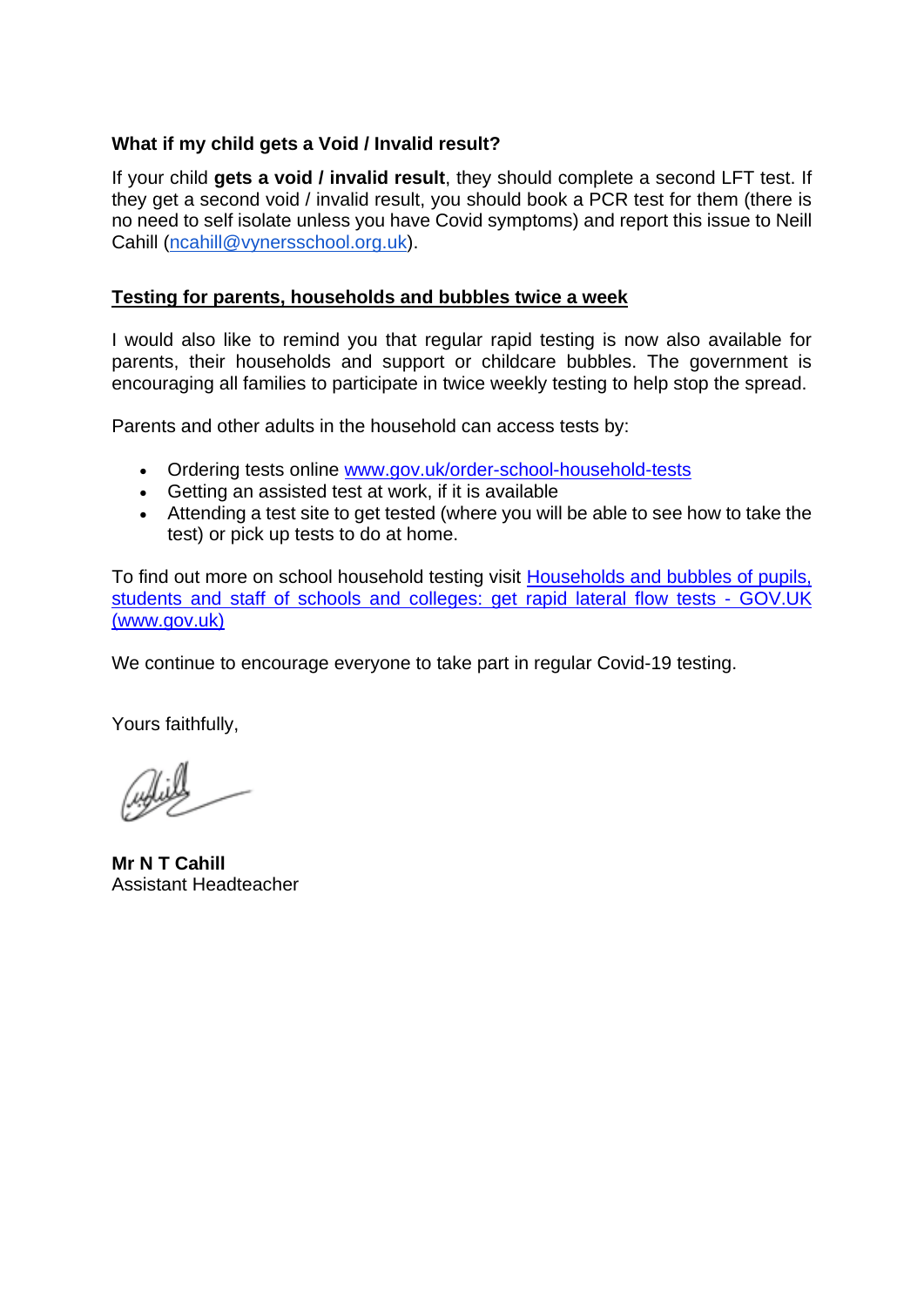**What if my child gets a Void / Invalid result?**

If your child **gets a void / invalid result**, they should complete a second LFT test. If they get a second void / invalid result, you should book a PCR test for them (there is no need to self isolate unless you have Covid symptoms) and report this issue to Neill Cahill (ncahill@vynersschool.org.uk).

**Testing for parents, households and bubbles twice a week**

I would also like to remind you that regular rapid testing is now also available for parents, their households and support or childcare bubbles. The government is encouraging all families to participate in twice weekly testing to help stop the spread.

Parents and other adults in the household can access tests by:

- Ordering tests online www.gov.uk/order-school-household-tests
- Getting an assisted test at work, if it is available
- Attending a test site to get tested (where you will be able to see how to take the test) or pick up tests to do at home.

To find out more on school household testing visit Households and bubbles of pupils, students and staff of schools and colleges: get rapid lateral flow tests - GOV.UK (www.gov.uk)

We continue to encourage everyone to take part in regular Covid-19 testing.

Yours faithfully,

**Mr N T Cahill**
Assistant Headteacher